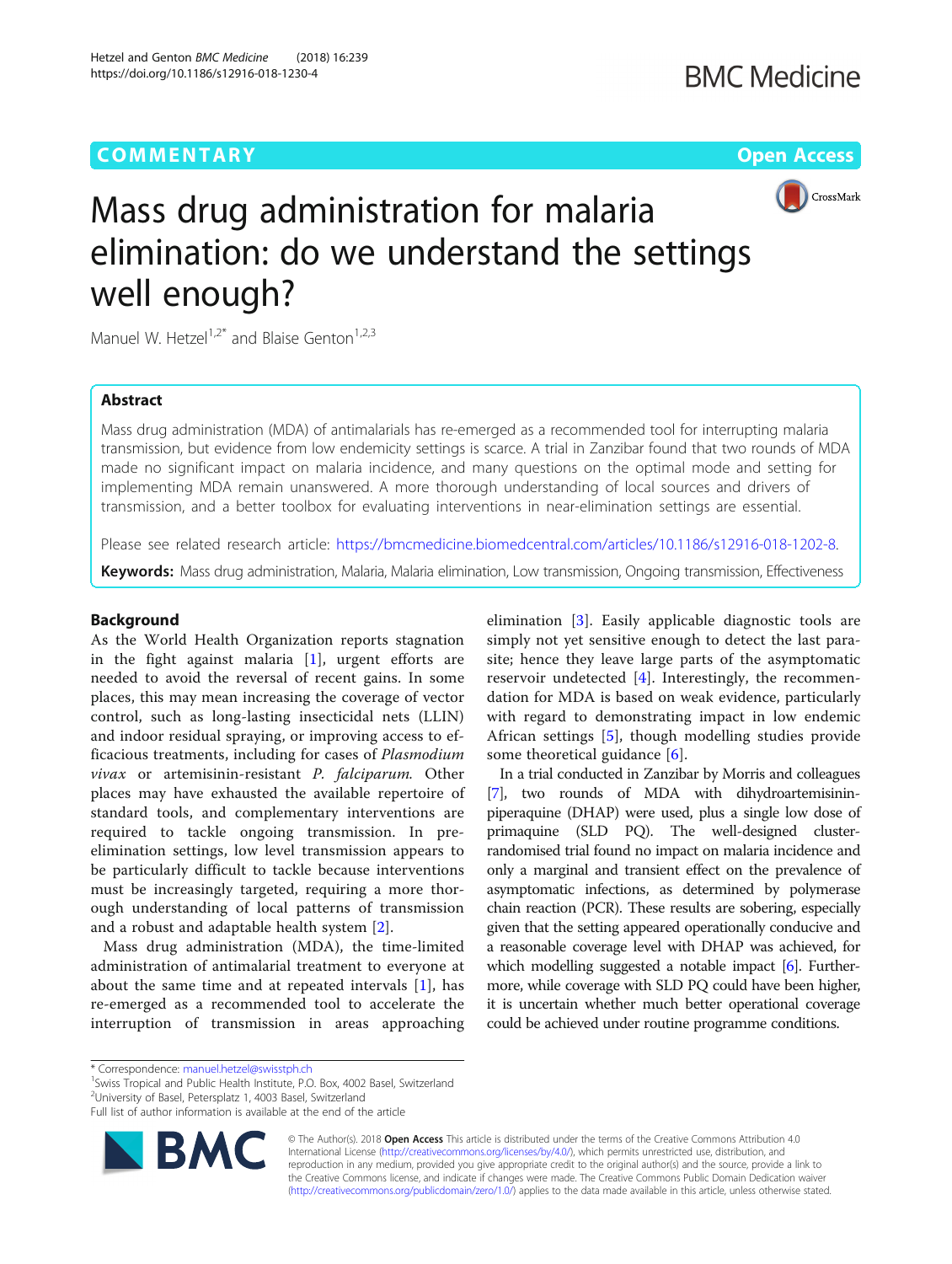COMMENTARY

Open Access

# Mass drug administration for malaria elimination: do we understand the settings well enough?

Manuel W. Hetzel[1,2*] and Blaise Genton[1,2,3]

## Abstract

Mass drug administration (MDA) of antimalarials has re-emerged as a recommended tool for interrupting malaria transmission, but evidence from low endemicity settings is scarce. A trial in Zanzibar found that two rounds of MDA made no significant impact on malaria incidence, and many questions on the optimal mode and setting for implementing MDA remain unanswered. A more thorough understanding of local sources and drivers of transmission, and a better toolbox for evaluating interventions in near-elimination settings are essential.

Please see related research article: https://bmcmedicine.biomedcentral.com/articles/10.1186/s12916-018-1202-8.

**Keywords:** Mass drug administration, Malaria, Malaria elimination, Low transmission, Ongoing transmission, Effectiveness

## Background

As the World Health Organization reports stagnation in the fight against malaria [1], urgent efforts are needed to avoid the reversal of recent gains. In some places, this may mean increasing the coverage of vector control, such as long-lasting insecticidal nets (LLIN) and indoor residual spraying, or improving access to efficacious treatments, including for cases of *Plasmodium vivax* or artemisinin-resistant *P. falciparum*. Other places may have exhausted the available repertoire of standard tools, and complementary interventions are required to tackle ongoing transmission. In pre-elimination settings, low level transmission appears to be particularly difficult to tackle because interventions must be increasingly targeted, requiring a more thorough understanding of local patterns of transmission and a robust and adaptable health system [2].

Mass drug administration (MDA), the time-limited administration of antimalarial treatment to everyone at about the same time and at repeated intervals [1], has re-emerged as a recommended tool to accelerate the interruption of transmission in areas approaching elimination [3]. Easily applicable diagnostic tools are simply not yet sensitive enough to detect the last parasite; hence they leave large parts of the asymptomatic reservoir undetected [4]. Interestingly, the recommendation for MDA is based on weak evidence, particularly with regard to demonstrating impact in low endemic African settings [5], though modelling studies provide some theoretical guidance [6].

In a trial conducted in Zanzibar by Morris and colleagues [7], two rounds of MDA with dihydroartemisinin-piperaquine (DHAP) were used, plus a single low dose of primaquine (SLD PQ). The well-designed cluster-randomised trial found no impact on malaria incidence and only a marginal and transient effect on the prevalence of asymptomatic infections, as determined by polymerase chain reaction (PCR). These results are sobering, especially given that the setting appeared operationally conducive and a reasonable coverage level with DHAP was achieved, for which modelling suggested a notable impact [6]. Furthermore, while coverage with SLD PQ could have been higher, it is uncertain whether much better operational coverage could be achieved under routine programme conditions.

\* Correspondence: manuel.hetzel@swisstph.ch
[1]Swiss Tropical and Public Health Institute, P.O. Box, 4002 Basel, Switzerland
[2]University of Basel, Petersplatz 1, 4003 Basel, Switzerland
Full list of author information is available at the end of the article

© The Author(s). 2018 **Open Access** This article is distributed under the terms of the Creative Commons Attribution 4.0 International License (http://creativecommons.org/licenses/by/4.0/), which permits unrestricted use, distribution, and reproduction in any medium, provided you give appropriate credit to the original author(s) and the source, provide a link to the Creative Commons license, and indicate if changes were made. The Creative Commons Public Domain Dedication waiver (http://creativecommons.org/publicdomain/zero/1.0/) applies to the data made available in this article, unless otherwise stated.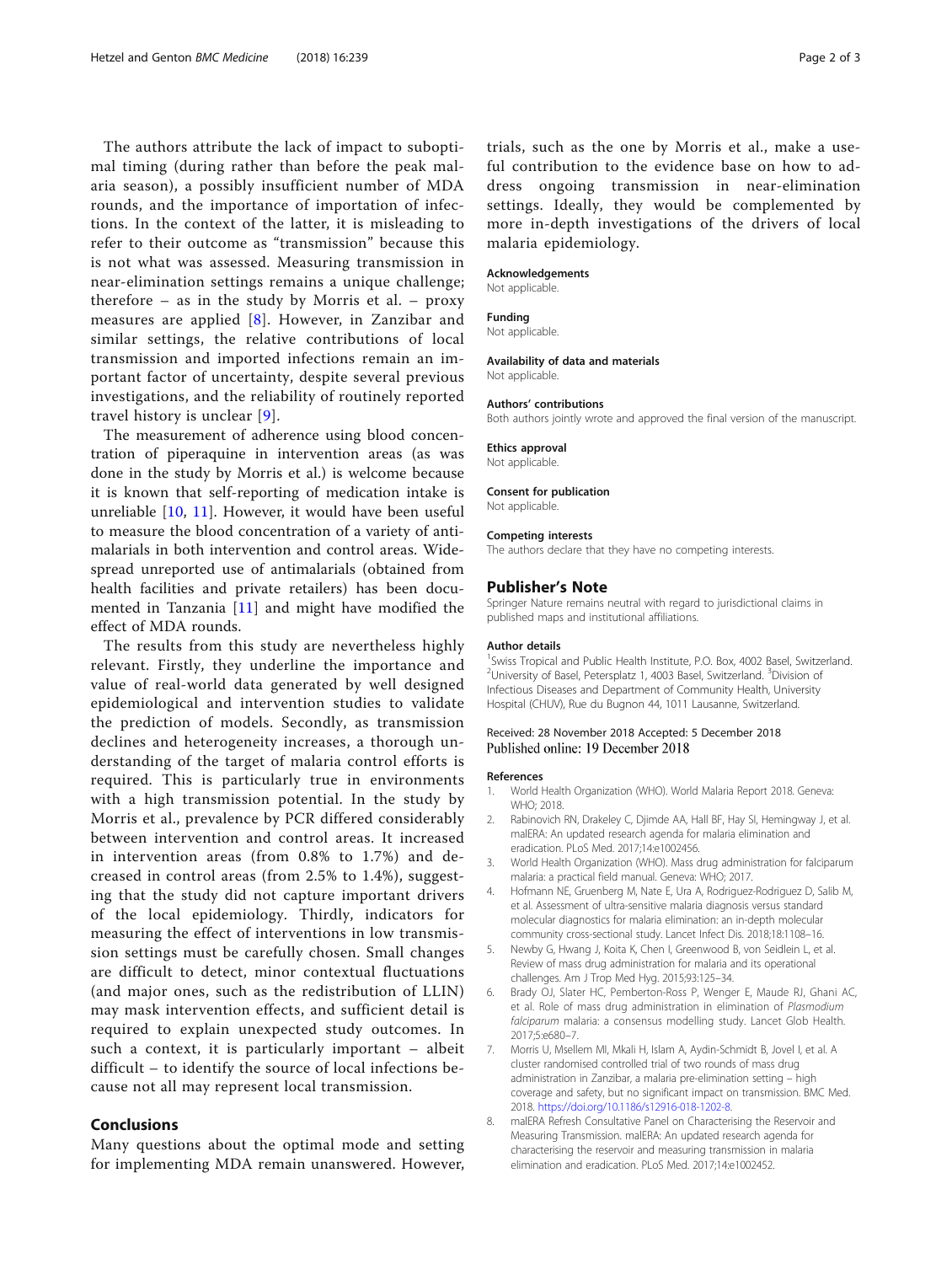The authors attribute the lack of impact to suboptimal timing (during rather than before the peak malaria season), a possibly insufficient number of MDA rounds, and the importance of importation of infections. In the context of the latter, it is misleading to refer to their outcome as "transmission" because this is not what was assessed. Measuring transmission in near-elimination settings remains a unique challenge; therefore – as in the study by Morris et al. – proxy measures are applied [8]. However, in Zanzibar and similar settings, the relative contributions of local transmission and imported infections remain an important factor of uncertainty, despite several previous investigations, and the reliability of routinely reported travel history is unclear [9].

The measurement of adherence using blood concentration of piperaquine in intervention areas (as was done in the study by Morris et al.) is welcome because it is known that self-reporting of medication intake is unreliable [10, 11]. However, it would have been useful to measure the blood concentration of a variety of antimalarials in both intervention and control areas. Widespread unreported use of antimalarials (obtained from health facilities and private retailers) has been documented in Tanzania [11] and might have modified the effect of MDA rounds.

The results from this study are nevertheless highly relevant. Firstly, they underline the importance and value of real-world data generated by well designed epidemiological and intervention studies to validate the prediction of models. Secondly, as transmission declines and heterogeneity increases, a thorough understanding of the target of malaria control efforts is required. This is particularly true in environments with a high transmission potential. In the study by Morris et al., prevalence by PCR differed considerably between intervention and control areas. It increased in intervention areas (from 0.8% to 1.7%) and decreased in control areas (from 2.5% to 1.4%), suggesting that the study did not capture important drivers of the local epidemiology. Thirdly, indicators for measuring the effect of interventions in low transmission settings must be carefully chosen. Small changes are difficult to detect, minor contextual fluctuations (and major ones, such as the redistribution of LLIN) may mask intervention effects, and sufficient detail is required to explain unexpected study outcomes. In such a context, it is particularly important – albeit difficult – to identify the source of local infections because not all may represent local transmission.

## Conclusions

Many questions about the optimal mode and setting for implementing MDA remain unanswered. However, trials, such as the one by Morris et al., make a useful contribution to the evidence base on how to address ongoing transmission in near-elimination settings. Ideally, they would be complemented by more in-depth investigations of the drivers of local malaria epidemiology.

#### Acknowledgements
Not applicable.

#### Funding
Not applicable.

#### Availability of data and materials
Not applicable.

#### Authors' contributions
Both authors jointly wrote and approved the final version of the manuscript.

#### Ethics approval
Not applicable.

#### Consent for publication
Not applicable.

#### Competing interests
The authors declare that they have no competing interests.

### Publisher's Note
Springer Nature remains neutral with regard to jurisdictional claims in published maps and institutional affiliations.

#### Author details
[1]Swiss Tropical and Public Health Institute, P.O. Box, 4002 Basel, Switzerland. [2]University of Basel, Petersplatz 1, 4003 Basel, Switzerland. [3]Division of Infectious Diseases and Department of Community Health, University Hospital (CHUV), Rue du Bugnon 44, 1011 Lausanne, Switzerland.

Received: 28 November 2018 Accepted: 5 December 2018
Published online: 19 December 2018

#### References

1. World Health Organization (WHO). World Malaria Report 2018. Geneva: WHO; 2018.
2. Rabinovich RN, Drakeley C, Djimde AA, Hall BF, Hay SI, Hemingway J, et al. malERA: An updated research agenda for malaria elimination and eradication. PLoS Med. 2017;14:e1002456.
3. World Health Organization (WHO). Mass drug administration for falciparum malaria: a practical field manual. Geneva: WHO; 2017.
4. Hofmann NE, Gruenberg M, Nate E, Ura A, Rodriguez-Rodriguez D, Salib M, et al. Assessment of ultra-sensitive malaria diagnosis versus standard molecular diagnostics for malaria elimination: an in-depth molecular community cross-sectional study. Lancet Infect Dis. 2018;18:1108–16.
5. Newby G, Hwang J, Koita K, Chen I, Greenwood B, von Seidlein L, et al. Review of mass drug administration for malaria and its operational challenges. Am J Trop Med Hyg. 2015;93:125–34.
6. Brady OJ, Slater HC, Pemberton-Ross P, Wenger E, Maude RJ, Ghani AC, et al. Role of mass drug administration in elimination of *Plasmodium falciparum* malaria: a consensus modelling study. Lancet Glob Health. 2017;5:e680–7.
7. Morris U, Msellem MI, Mkali H, Islam A, Aydin-Schmidt B, Jovel I, et al. A cluster randomised controlled trial of two rounds of mass drug administration in Zanzibar, a malaria pre-elimination setting – high coverage and safety, but no significant impact on transmission. BMC Med. 2018. https://doi.org/10.1186/s12916-018-1202-8.
8. malERA Refresh Consultative Panel on Characterising the Reservoir and Measuring Transmission. malERA: An updated research agenda for characterising the reservoir and measuring transmission in malaria elimination and eradication. PLoS Med. 2017;14:e1002452.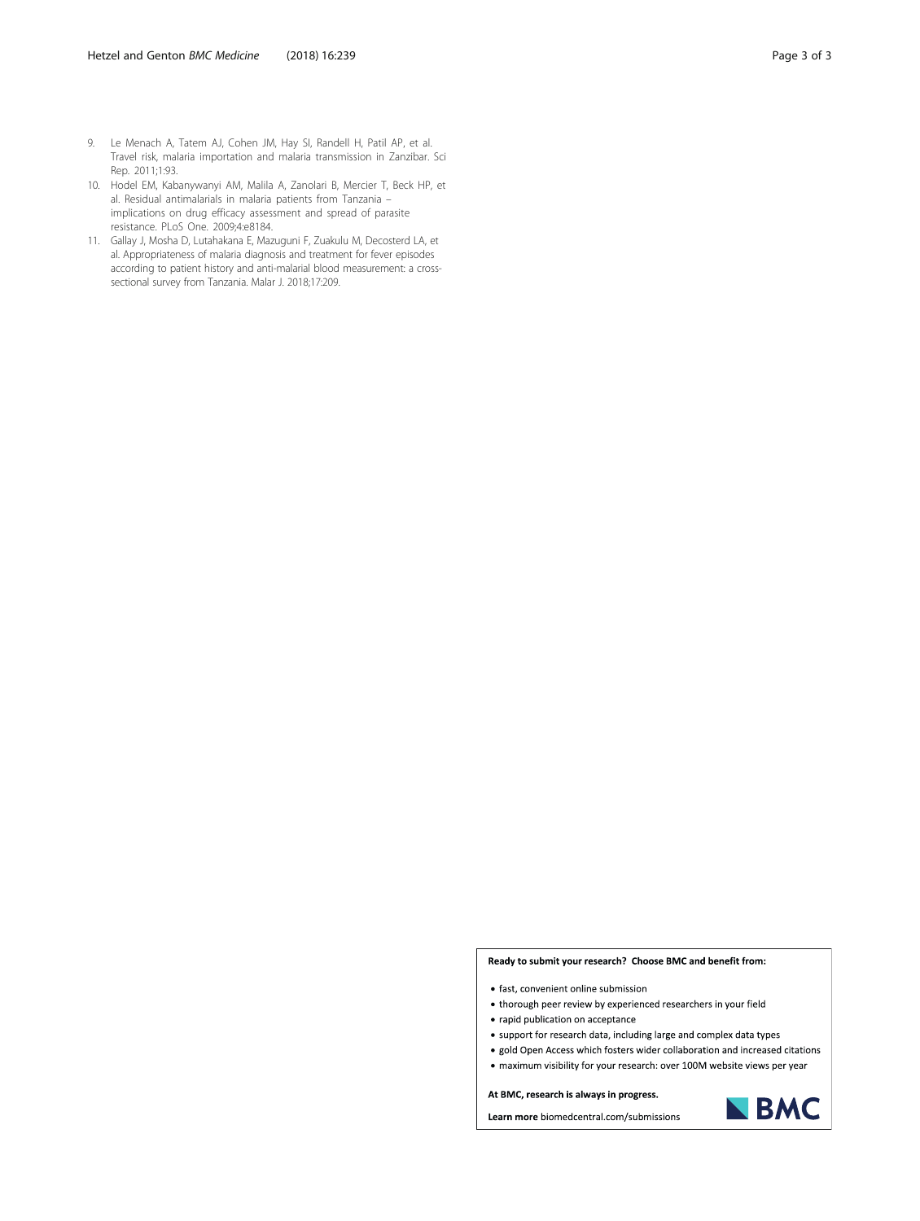9. Le Menach A, Tatem AJ, Cohen JM, Hay SI, Randell H, Patil AP, et al. Travel risk, malaria importation and malaria transmission in Zanzibar. Sci Rep. 2011;1:93.
10. Hodel EM, Kabanywanyi AM, Malila A, Zanolari B, Mercier T, Beck HP, et al. Residual antimalarials in malaria patients from Tanzania – implications on drug efficacy assessment and spread of parasite resistance. PLoS One. 2009;4:e8184.
11. Gallay J, Mosha D, Lutahakana E, Mazuguni F, Zuakulu M, Decosterd LA, et al. Appropriateness of malaria diagnosis and treatment for fever episodes according to patient history and anti-malarial blood measurement: a cross-sectional survey from Tanzania. Malar J. 2018;17:209.

**Ready to submit your research? Choose BMC and benefit from:**

- fast, convenient online submission
- thorough peer review by experienced researchers in your field
- rapid publication on acceptance
- support for research data, including large and complex data types
- gold Open Access which fosters wider collaboration and increased citations
- maximum visibility for your research: over 100M website views per year

**At BMC, research is always in progress.**

**Learn more** biomedcentral.com/submissions

BMC